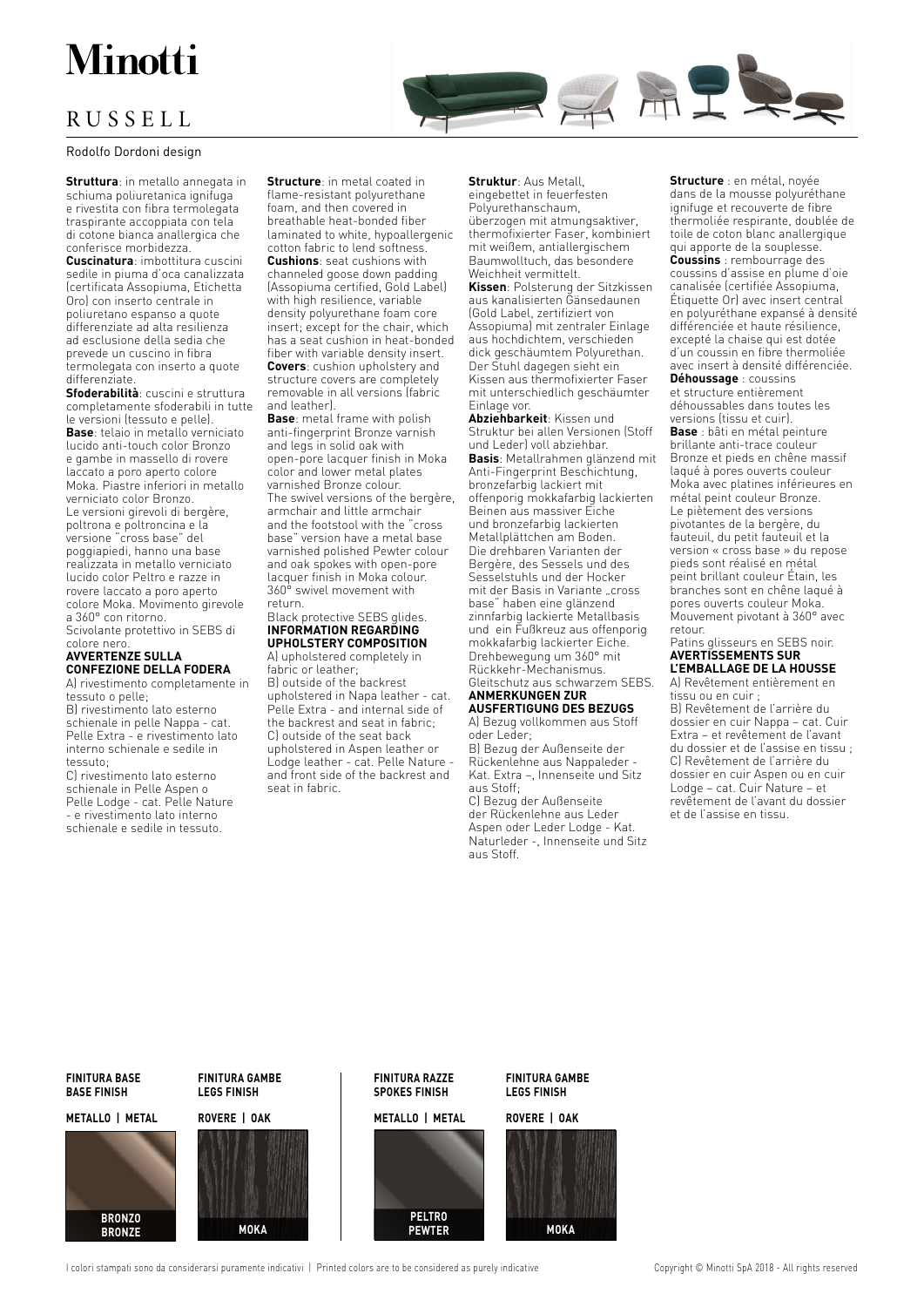# Minotti

## RUSSELL

Rodolfo Dordoni design

**Struttura**: in metallo annegata in schiuma poliuretanica ignifuga e rivestita con fibra termolegata traspirante accoppiata con tela di cotone bianca anallergica che conferisce morbidezza.
**Cuscinatura**: imbottitura cuscini sedile in piuma d'oca canalizzata (certificata Assopiuma, Etichetta Oro) con inserto centrale in poliuretano espanso a quote differenziate ad alta resilienza ad esclusione della sedia che prevede un cuscino in fibra termolegata con inserto a quote differenziate.
**Sfoderabilità**: cuscini e struttura completamente sfoderabili in tutte le versioni (tessuto e pelle).
**Base**: telaio in metallo verniciato lucido anti-touch color Bronzo e gambe in massello di rovere laccato a poro aperto colore Moka. Piastre inferiori in metallo verniciato color Bronzo.
Le versioni girevoli di bergère, poltrona e poltroncina e la versione "cross base" del poggiapiedi, hanno una base realizzata in metallo verniciato lucido color Peltro e razze in rovere laccato a poro aperto colore Moka. Movimento girevole a 360° con ritorno.
Scivolante protettivo in SEBS di colore nero.

**AVVERTENZE SULLA CONFEZIONE DELLA FODERA**
A) rivestimento completamente in tessuto o pelle;
B) rivestimento lato esterno schienale in pelle Nappa - cat. Pelle Extra - e rivestimento lato interno schienale e sedile in tessuto;
C) rivestimento lato esterno schienale in Pelle Aspen o Pelle Lodge - cat. Pelle Nature - e rivestimento lato interno schienale e sedile in tessuto.

**Structure**: in metal coated in flame-resistant polyurethane foam, and then covered in breathable heat-bonded fiber laminated to white, hypoallergenic cotton fabric to lend softness.
**Cushions**: seat cushions with channeled goose down padding (Assopiuma certified, Gold Label) with high resilience, variable density polyurethane foam core insert; except for the chair, which has a seat cushion in heat-bonded fiber with variable density insert.
**Covers**: cushion upholstery and structure covers are completely removable in all versions (fabric and leather).
**Base**: metal frame with polish anti-fingerprint Bronze varnish and legs in solid oak with open-pore lacquer finish in Moka color and lower metal plates varnished Bronze colour.
The swivel versions of the bergère, armchair and little armchair and the footstool with the "cross base" version have a metal base varnished polished Pewter colour and oak spokes with open-pore lacquer finish in Moka colour. 360° swivel movement with return.
Black protective SEBS glides.

**INFORMATION REGARDING UPHOLSTERY COMPOSITION**
A) upholstered completely in fabric or leather;
B) outside of the backrest upholstered in Napa leather - cat. Pelle Extra - and internal side of the backrest and seat in fabric;
C) outside of the seat back upholstered in Aspen leather or Lodge leather - cat. Pelle Nature - and front side of the backrest and seat in fabric.

**Struktur**: Aus Metall, eingebettet in feuerfesten Polyurethanschaum, überzogen mit atmungsaktiver, thermofixierter Faser, kombiniert mit weißem, antiallergischem Baumwolltuch, das besondere Weichheit vermittelt.
**Kissen**: Polsterung der Sitzkissen aus kanalisierten Gänsedaunen (Gold Label, zertifiziert von Assopiuma) mit zentraler Einlage aus hochdichtem, verschieden dick geschäumtem Polyurethan. Der Stuhl dagegen sieht ein Kissen aus thermofixierter Faser mit unterschiedlich geschäumter Einlage vor.
**Abziehbarkeit**: Kissen und Struktur bei allen Versionen (Stoff und Leder) voll abziehbar.
**Basis**: Metallrahmen glänzend mit Anti-Fingerprint Beschichtung, bronzefarbig lackiert mit offenporig mokkafarbig lackierten Beinen aus massiver Eiche und bronzefarbig lackierten Metallplättchen am Boden.
Die drehbaren Varianten der Bergère, des Sessels und des Sesselstuhls und der Hocker mit der Basis in Variante „cross base" haben eine glänzend zinnfarbig lackierte Metallbasis und ein Fußkreuz aus offenporig mokkafarbig lackierter Eiche. Drehbewegung um 360° mit Rückkehr-Mechanismus.
Gleitschutz aus schwarzem SEBS.

**ANMERKUNGEN ZUR AUSFERTIGUNG DES BEZUGS**
A) Bezug vollkommen aus Stoff oder Leder;
B) Bezug der Außenseite der Rückenlehne aus Nappaleder - Kat. Extra –, Innenseite und Sitz aus Stoff;
C) Bezug der Außenseite der Rückenlehne aus Leder Aspen oder Leder Lodge - Kat. Naturleder -, Innenseite und Sitz aus Stoff.

**Structure** : en métal, noyée dans de la mousse polyuréthane ignifuge et recouverte de fibre thermoliée respirante, doublée de toile de coton blanc anallergique qui apporte de la souplesse.
**Coussins** : rembourrage des coussins d'assise en plume d'oie canalisée (certifiée Assopiuma, Étiquette Or) avec insert central en polyuréthane expansé à densité différenciée et haute résilience, excepté la chaise qui est dotée d'un coussin en fibre thermoliée avec insert à densité différenciée.
**Déhoussage** : coussins et structure entièrement déhoussables dans toutes les versions (tissu et cuir).
**Base** : bâti en métal peinture brillante anti-trace couleur Bronze et pieds en chêne massif laqué à pores ouverts couleur Moka avec platines inférieures en métal peint couleur Bronze.
Le piètement des versions pivotantes de la bergère, du fauteuil, du petit fauteuil et la version « cross base » du repose pieds sont réalisé en métal peint brillant couleur Étain, les branches sont en chêne laqué à pores ouverts couleur Moka. Mouvement pivotant à 360° avec retour.
Patins glisseurs en SEBS noir.

**AVERTISSEMENTS SUR L'EMBALLAGE DE LA HOUSSE**
A) Revêtement entièrement en tissu ou en cuir ;
B) Revêtement de l'arrière du dossier en cuir Nappa – cat. Cuir Extra – et revêtement de l'avant du dossier et de l'assise en tissu ;
C) Revêtement de l'arrière du dossier en cuir Aspen ou en cuir Lodge – cat. Cuir Nature – et revêtement de l'avant du dossier et de l'assise en tissu.

| FINITURA BASE<br>BASE FINISH | FINITURA GAMBE<br>LEGS FINISH | FINITURA RAZZE<br>SPOKES FINISH | FINITURA GAMBE<br>LEGS FINISH |
|---|---|---|---|
| METALLO \| METAL | ROVERE \| OAK | METALLO \| METAL | ROVERE \| OAK |
| BRONZO<br>BRONZE | MOKA | PELTRO<br>PEWTER | MOKA |

I colori stampati sono da considerarsi puramente indicativi | Printed colors are to be considered as purely indicative

Copyright © Minotti SpA 2018 - All rights reserved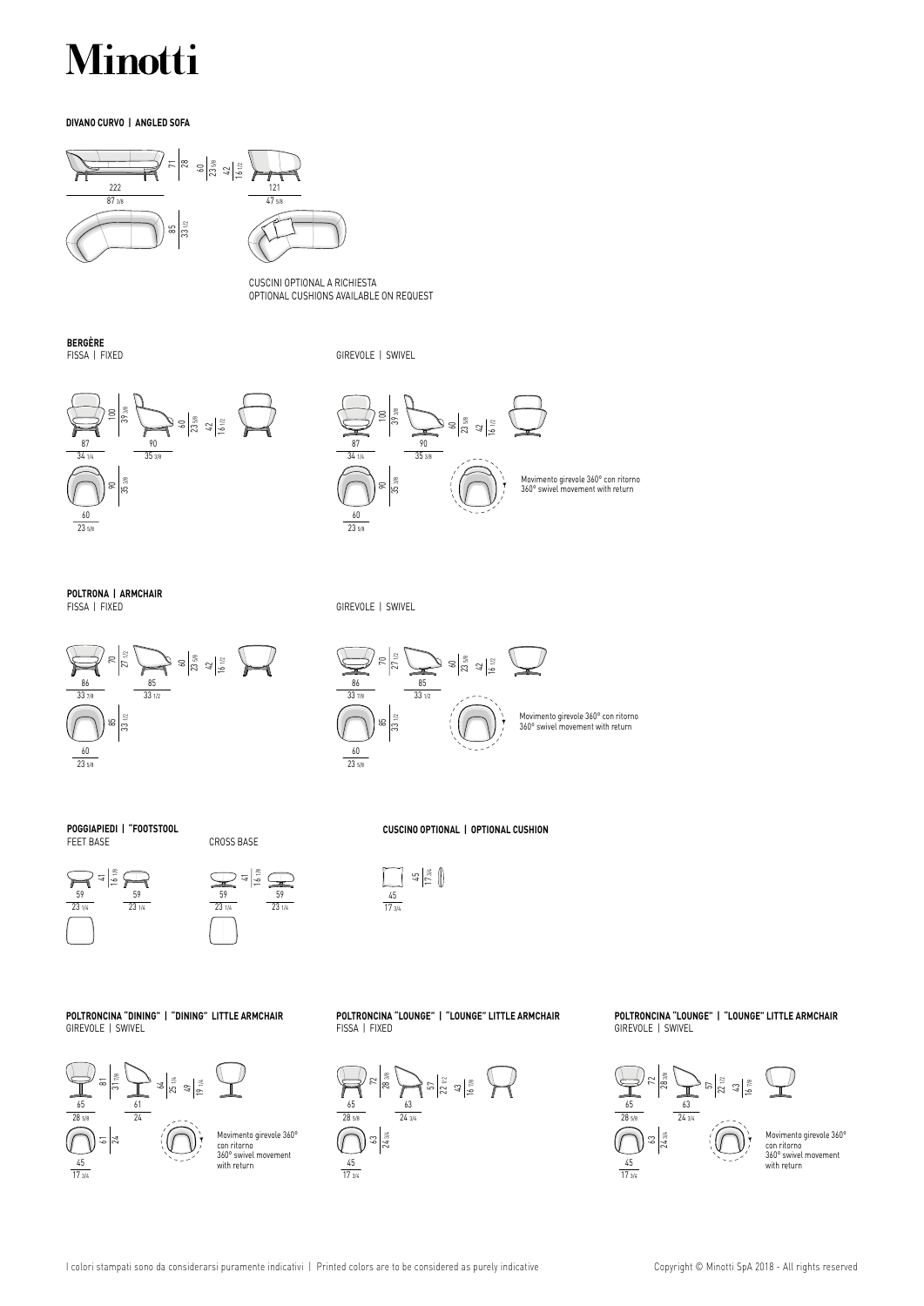# Minotti

**DIVANO CURVO | ANGLED SOFA**

222
87 3/8

71
28

60
23 5/8

42
16 1/2

121
47 5/8

85
33 1/2

CUSCINI OPTIONAL A RICHIESTA
OPTIONAL CUSHIONS AVAILABLE ON REQUEST

**BERGÈRE**
FISSA | FIXED

100
39 3/8

87
34 1/4

90
35 3/8

60
23 5/8

42
16 1/2

90
35 3/8

60
23 5/8

GIREVOLE | SWIVEL

100
39 3/8

87
34 1/4

90
35 3/8

60
23 5/8

42
16 1/2

90
35 3/8

60
23 5/8

Movimento girevole 360° con ritorno
360° swivel movement with return

**POLTRONA | ARMCHAIR**
FISSA | FIXED

70
27 1/2

86
33 7/8

85
33 1/2

60
23 5/8

42
16 1/2

85
33 1/2

60
23 5/8

GIREVOLE | SWIVEL

70
27 1/2

86
33 7/8

85
33 1/2

60
23 5/8

42
16 1/2

85
33 1/2

60
23 5/8

Movimento girevole 360° con ritorno
360° swivel movement with return

**POGGIAPIEDI | "FOOTSTOOL**
FEET BASE

41
16 1/8

59
23 1/4

59
23 1/4

CROSS BASE

41
16 1/8

59
23 1/4

59
23 1/4

**CUSCINO OPTIONAL | OPTIONAL CUSHION**

45
17 3/4

45
17 3/4

**POLTRONCINA "DINING" | "DINING" LITTLE ARMCHAIR**
GIREVOLE | SWIVEL

81
31 7/8

65
28 5/8

61
24

64
25 1/4

49
19 1/4

61
24

45
17 3/4

Movimento girevole 360° con ritorno
360° swivel movement with return

**POLTRONCINA "LOUNGE" | "LOUNGE" LITTLE ARMCHAIR**
FISSA | FIXED

72
28 3/8

65
28 5/8

63
24 3/4

57
22 1/2

43
16 7/8

63
24 3/4

45
17 3/4

**POLTRONCINA "LOUNGE" | "LOUNGE" LITTLE ARMCHAIR**
GIREVOLE | SWIVEL

72
28 3/8

65
28 5/8

63
24 3/4

57
22 1/2

43
16 7/8

63
24 3/4

45
17 3/4

Movimento girevole 360° con ritorno
360° swivel movement with return

I colori stampati sono da considerarsi puramente indicativi | Printed colors are to be considered as purely indicative

Copyright © Minotti SpA 2018 - All rights reserved